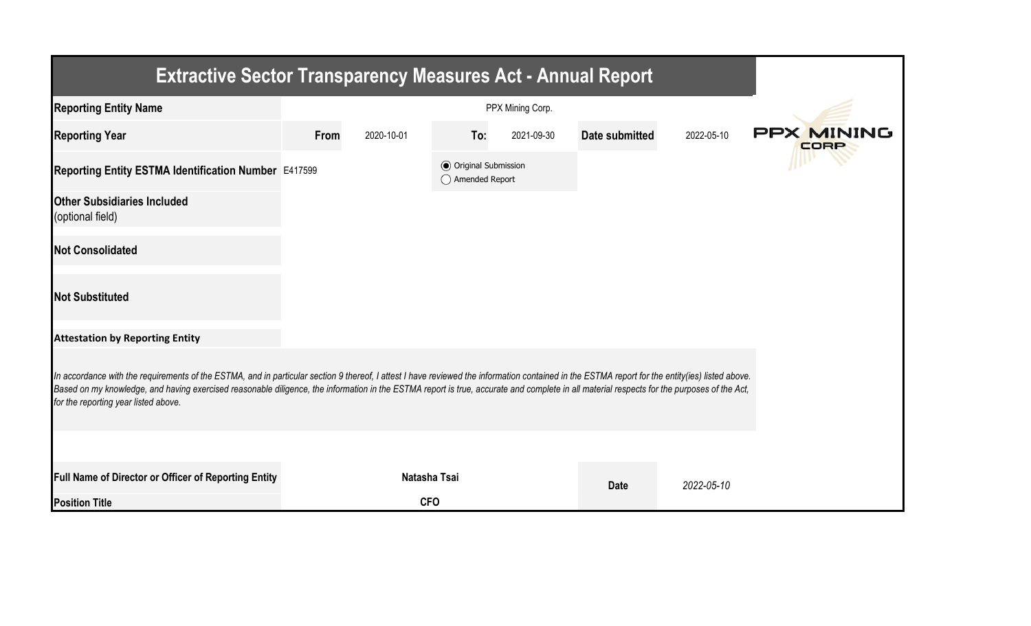# Extractive Sector Transparency Measures Act - Annual Report

| | | | | | | |
|---|---|---|---|---|---|---|
| **Reporting Entity Name** | PPX Mining Corp. | | | | | |
| **Reporting Year** | **From** | 2020-10-01 | **To:** | 2021-09-30 | **Date submitted** | 2022-05-10 |
| **Reporting Entity ESTMA Identification Number** | E417599 | | (●) Original Submission<br>( ) Amended Report | | | |
| **Other Subsidiaries Included** (optional field) | | | | | | |
| **Not Consolidated** | | | | | | |
| **Not Substituted** | | | | | | |

**Attestation by Reporting Entity**

*In accordance with the requirements of the ESTMA, and in particular section 9 thereof, I attest I have reviewed the information contained in the ESTMA report for the entity(ies) listed above. Based on my knowledge, and having exercised reasonable diligence, the information in the ESTMA report is true, accurate and complete in all material respects for the purposes of the Act, for the reporting year listed above.*

| | | | |
|---|---|---|---|
| **Full Name of Director or Officer of Reporting Entity** | **Natasha Tsai** | **Date** | *2022-05-10* |
| **Position Title** | **CFO** | | |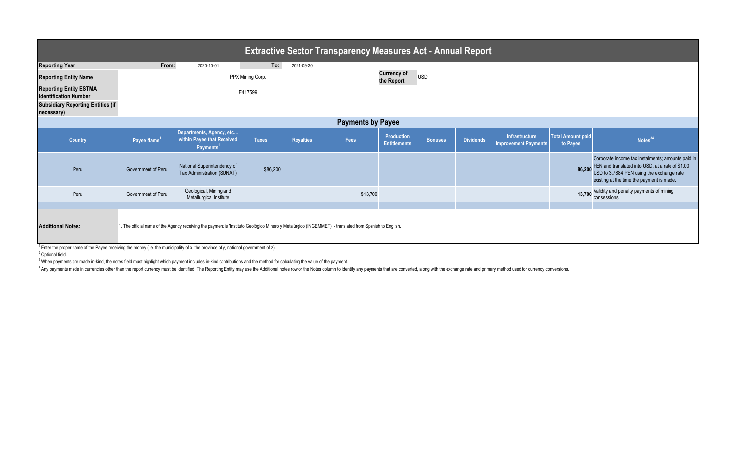# Extractive Sector Transparency Measures Act - Annual Report

| | | | | |
|---|---|---|---|---|
| **Reporting Year** | From: | 2020-10-01 | To: | 2021-09-30 |
| **Reporting Entity Name** | PPX Mining Corp. | | **Currency of the Report** | USD |
| **Reporting Entity ESTMA Identification Number** | E417599 | | | |
| **Subsidiary Reporting Entities (if necessary)** | | | | |

## Payments by Payee

| Country | Payee Name[1] | Departments, Agency, etc… within Payee that Received Payments[2] | Taxes | Royalties | Fees | Production Entitlements | Bonuses | Dividends | Infrastructure Improvement Payments | Total Amount paid to Payee | Notes[34] |
|---|---|---|---|---|---|---|---|---|---|---|---|
| Peru | Government of Peru | National Superintendency of Tax Administration (SUNAT) | $86,200 | | | | | | | 86,200 | Corporate income tax instalments; amounts paid in PEN and translated into USD, at a rate of $1.00 USD to 3.7884 PEN using the exchange rate existing at the time the payment is made. |
| Peru | Government of Peru | Geological, Mining and Metallurgical Institute | | | $13,700 | | | | | 13,700 | Validity and penalty payments of mining consessions |
| | | | | | | | | | | | |

**Additional Notes:** 1. The official name of the Agency receiving the payment is 'Instituto Geológico Minero y Metalúrgico (INGEMMET)' - translated from Spanish to English.

[1] Enter the proper name of the Payee receiving the money (i.e. the municipality of x, the province of y, national government of z).

[2] Optional field.

[3] When payments are made in-kind, the notes field must highlight which payment includes in-kind contributions and the method for calculating the value of the payment.

[4] Any payments made in currencies other than the report currency must be identified. The Reporting Entity may use the Additional notes row or the Notes column to identify any payments that are converted, along with the exchange rate and primary method used for currency conversions.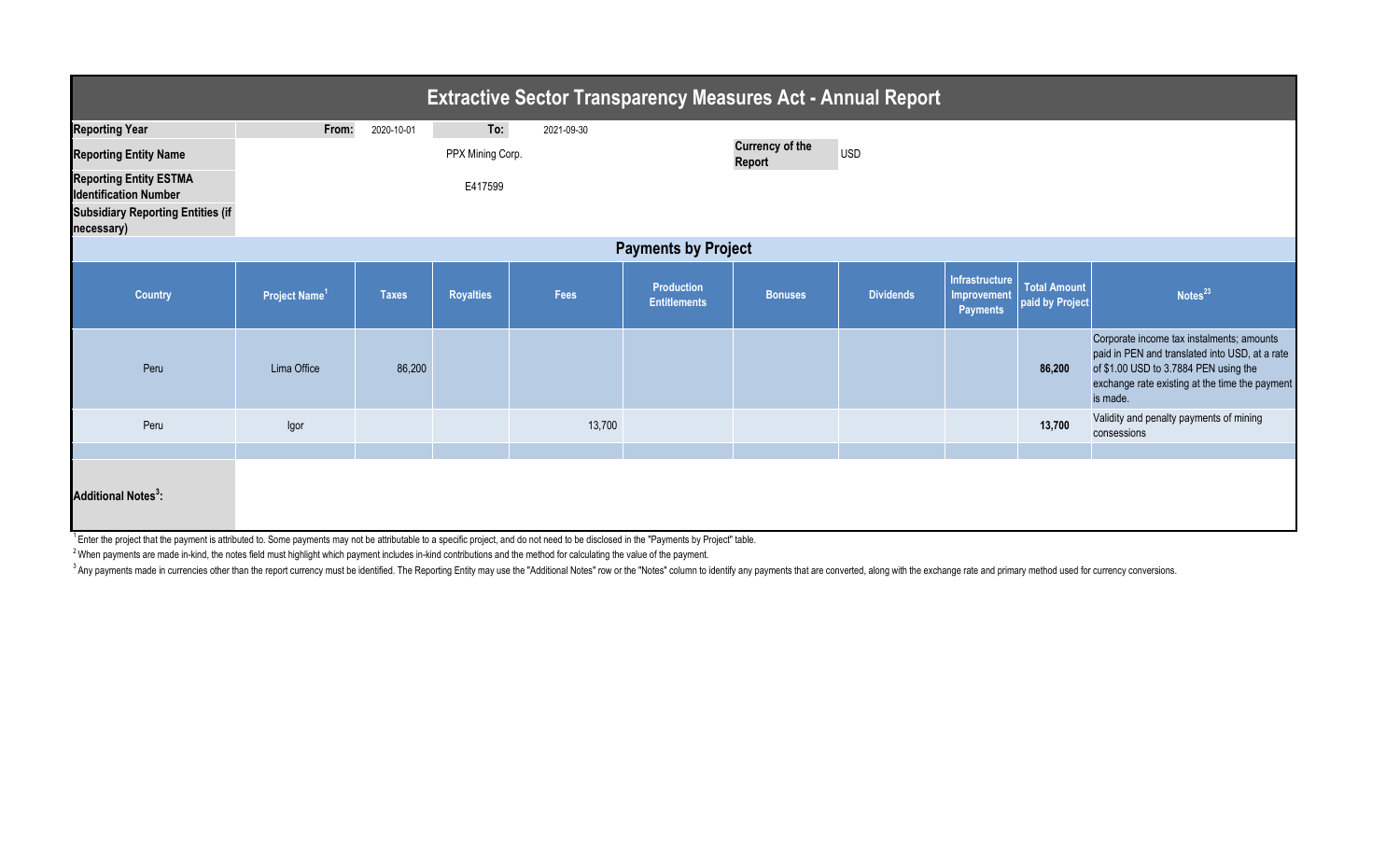# Extractive Sector Transparency Measures Act - Annual Report

| | | | |
|---|---|---|---|
| **Reporting Year** | From: 2020-10-01 | To: 2021-09-30 | |
| **Reporting Entity Name** | PPX Mining Corp. | **Currency of the Report** | USD |
| **Reporting Entity ESTMA Identification Number** | E417599 | | |
| **Subsidiary Reporting Entities (if necessary)** | | | |

## Payments by Project

| Country | Project Name[1] | Taxes | Royalties | Fees | Production Entitlements | Bonuses | Dividends | Infrastructure Improvement Payments | Total Amount paid by Project | Notes[23] |
|---|---|---|---|---|---|---|---|---|---|---|
| Peru | Lima Office | 86,200 | | | | | | | **86,200** | Corporate income tax instalments; amounts paid in PEN and translated into USD, at a rate of $1.00 USD to 3.7884 PEN using the exchange rate existing at the time the payment is made. |
| Peru | Igor | | | 13,700 | | | | | **13,700** | Validity and penalty payments of mining consessions |
| | | | | | | | | | | |

**Additional Notes[3]:**

[1] Enter the project that the payment is attributed to. Some payments may not be attributable to a specific project, and do not need to be disclosed in the "Payments by Project" table.

[2] When payments are made in-kind, the notes field must highlight which payment includes in-kind contributions and the method for calculating the value of the payment.

[3] Any payments made in currencies other than the report currency must be identified. The Reporting Entity may use the "Additional Notes" row or the "Notes" column to identify any payments that are converted, along with the exchange rate and primary method used for currency conversions.